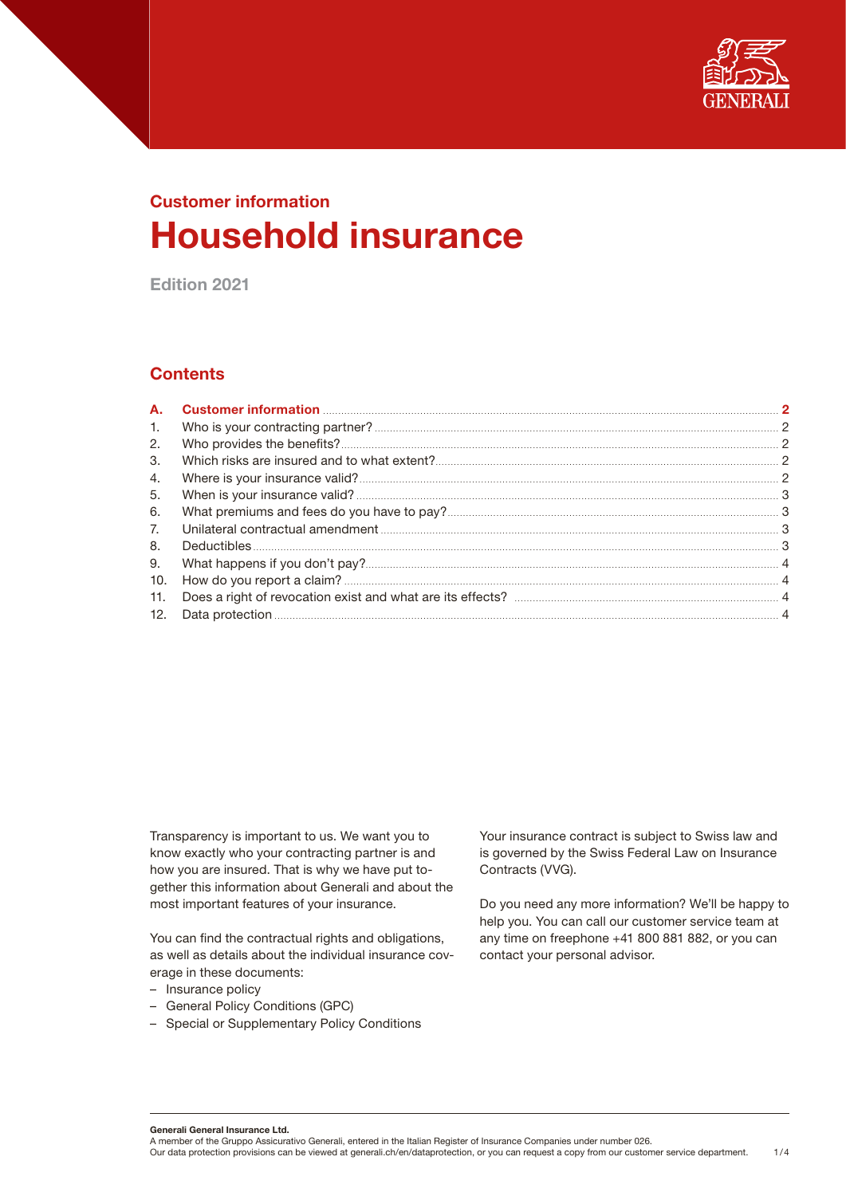## Customer information

# Household insurance

Edition 2021

## Contents

| | | |
|---|---|---|
| **A.** | **Customer information** | **2** |
| 1. | Who is your contracting partner? | 2 |
| 2. | Who provides the benefits? | 2 |
| 3. | Which risks are insured and to what extent? | 2 |
| 4. | Where is your insurance valid? | 2 |
| 5. | When is your insurance valid? | 3 |
| 6. | What premiums and fees do you have to pay? | 3 |
| 7. | Unilateral contractual amendment | 3 |
| 8. | Deductibles | 3 |
| 9. | What happens if you don't pay? | 4 |
| 10. | How do you report a claim? | 4 |
| 11. | Does a right of revocation exist and what are its effects? | 4 |
| 12. | Data protection | 4 |

Transparency is important to us. We want you to know exactly who your contracting partner is and how you are insured. That is why we have put together this information about Generali and about the most important features of your insurance.

You can find the contractual rights and obligations, as well as details about the individual insurance coverage in these documents:

- Insurance policy
- General Policy Conditions (GPC)
- Special or Supplementary Policy Conditions

Your insurance contract is subject to Swiss law and is governed by the Swiss Federal Law on Insurance Contracts (VVG).

Do you need any more information? We'll be happy to help you. You can call our customer service team at any time on freephone +41 800 881 882, or you can contact your personal advisor.

**Generali General Insurance Ltd.**
A member of the Gruppo Assicurativo Generali, entered in the Italian Register of Insurance Companies under number 026.
Our data protection provisions can be viewed at generali.ch/en/dataprotection, or you can request a copy from our customer service department.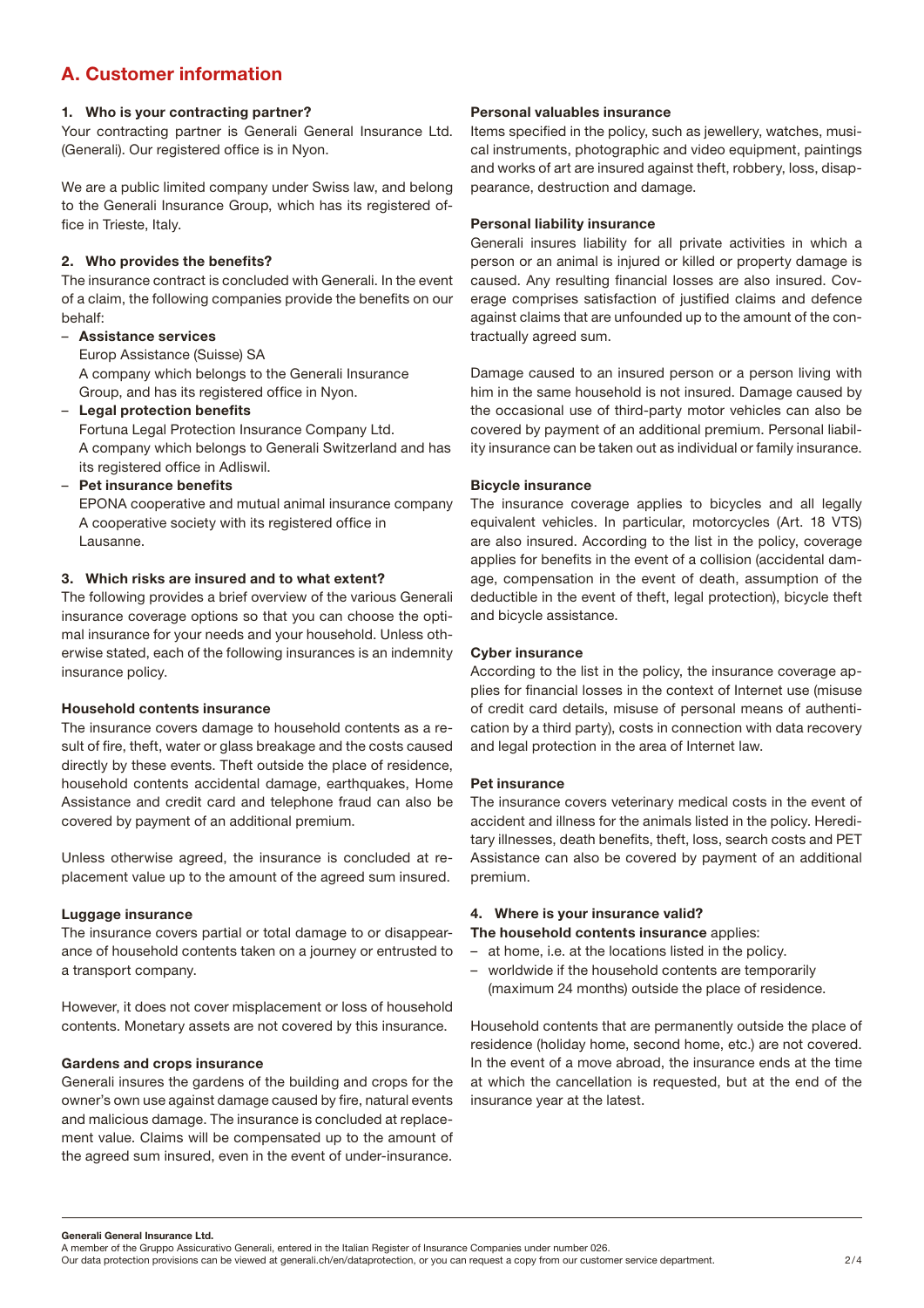# A. Customer information

### 1. Who is your contracting partner?

Your contracting partner is Generali General Insurance Ltd. (Generali). Our registered office is in Nyon.

We are a public limited company under Swiss law, and belong to the Generali Insurance Group, which has its registered office in Trieste, Italy.

### 2. Who provides the benefits?

The insurance contract is concluded with Generali. In the event of a claim, the following companies provide the benefits on our behalf:

- **Assistance services**
  Europ Assistance (Suisse) SA
  A company which belongs to the Generali Insurance Group, and has its registered office in Nyon.
- **Legal protection benefits**
  Fortuna Legal Protection Insurance Company Ltd.
  A company which belongs to Generali Switzerland and has its registered office in Adliswil.
- **Pet insurance benefits**
  EPONA cooperative and mutual animal insurance company
  A cooperative society with its registered office in Lausanne.

### 3. Which risks are insured and to what extent?

The following provides a brief overview of the various Generali insurance coverage options so that you can choose the optimal insurance for your needs and your household. Unless otherwise stated, each of the following insurances is an indemnity insurance policy.

**Household contents insurance**

The insurance covers damage to household contents as a result of fire, theft, water or glass breakage and the costs caused directly by these events. Theft outside the place of residence, household contents accidental damage, earthquakes, Home Assistance and credit card and telephone fraud can also be covered by payment of an additional premium.

Unless otherwise agreed, the insurance is concluded at replacement value up to the amount of the agreed sum insured.

**Luggage insurance**

The insurance covers partial or total damage to or disappearance of household contents taken on a journey or entrusted to a transport company.

However, it does not cover misplacement or loss of household contents. Monetary assets are not covered by this insurance.

**Gardens and crops insurance**

Generali insures the gardens of the building and crops for the owner's own use against damage caused by fire, natural events and malicious damage. The insurance is concluded at replacement value. Claims will be compensated up to the amount of the agreed sum insured, even in the event of under-insurance.

**Personal valuables insurance**

Items specified in the policy, such as jewellery, watches, musical instruments, photographic and video equipment, paintings and works of art are insured against theft, robbery, loss, disappearance, destruction and damage.

**Personal liability insurance**

Generali insures liability for all private activities in which a person or an animal is injured or killed or property damage is caused. Any resulting financial losses are also insured. Coverage comprises satisfaction of justified claims and defence against claims that are unfounded up to the amount of the contractually agreed sum.

Damage caused to an insured person or a person living with him in the same household is not insured. Damage caused by the occasional use of third-party motor vehicles can also be covered by payment of an additional premium. Personal liability insurance can be taken out as individual or family insurance.

**Bicycle insurance**

The insurance coverage applies to bicycles and all legally equivalent vehicles. In particular, motorcycles (Art. 18 VTS) are also insured. According to the list in the policy, coverage applies for benefits in the event of a collision (accidental damage, compensation in the event of death, assumption of the deductible in the event of theft, legal protection), bicycle theft and bicycle assistance.

**Cyber insurance**

According to the list in the policy, the insurance coverage applies for financial losses in the context of Internet use (misuse of credit card details, misuse of personal means of authentication by a third party), costs in connection with data recovery and legal protection in the area of Internet law.

**Pet insurance**

The insurance covers veterinary medical costs in the event of accident and illness for the animals listed in the policy. Hereditary illnesses, death benefits, theft, loss, search costs and PET Assistance can also be covered by payment of an additional premium.

### 4. Where is your insurance valid?

**The household contents insurance** applies:

- at home, i.e. at the locations listed in the policy.
- worldwide if the household contents are temporarily (maximum 24 months) outside the place of residence.

Household contents that are permanently outside the place of residence (holiday home, second home, etc.) are not covered. In the event of a move abroad, the insurance ends at the time at which the cancellation is requested, but at the end of the insurance year at the latest.

**Generali General Insurance Ltd.**
A member of the Gruppo Assicurativo Generali, entered in the Italian Register of Insurance Companies under number 026.
Our data protection provisions can be viewed at generali.ch/en/dataprotection, or you can request a copy from our customer service department.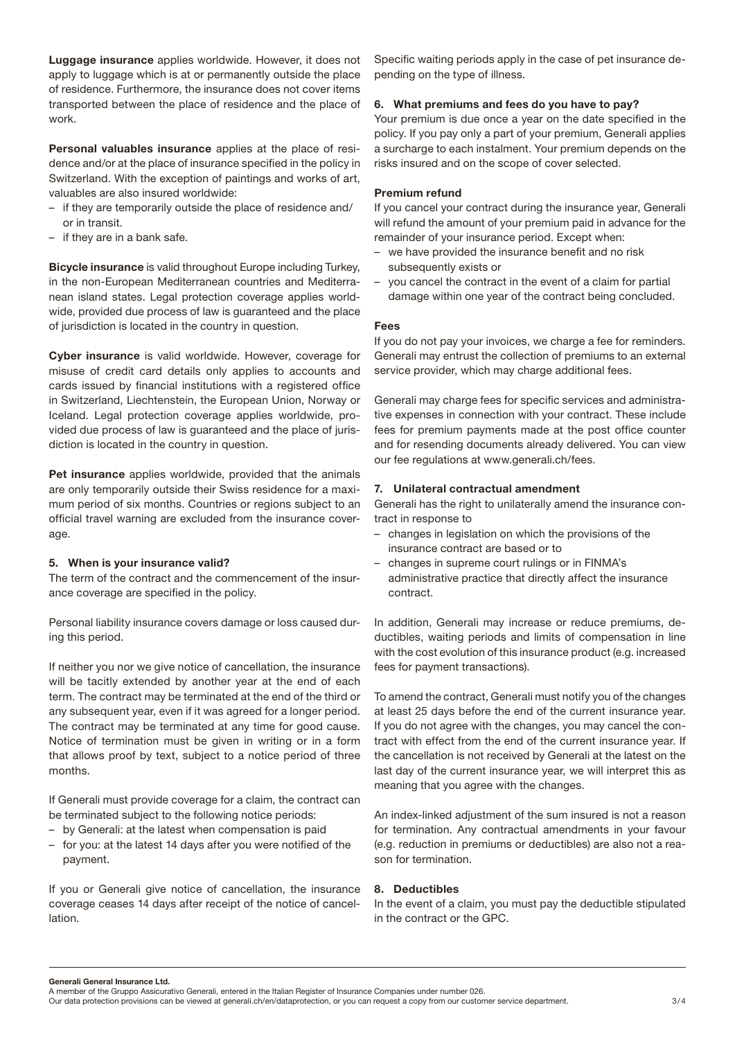**Luggage insurance** applies worldwide. However, it does not apply to luggage which is at or permanently outside the place of residence. Furthermore, the insurance does not cover items transported between the place of residence and the place of work.

**Personal valuables insurance** applies at the place of residence and/or at the place of insurance specified in the policy in Switzerland. With the exception of paintings and works of art, valuables are also insured worldwide:

- if they are temporarily outside the place of residence and/ or in transit.
- if they are in a bank safe.

**Bicycle insurance** is valid throughout Europe including Turkey, in the non-European Mediterranean countries and Mediterranean island states. Legal protection coverage applies worldwide, provided due process of law is guaranteed and the place of jurisdiction is located in the country in question.

**Cyber insurance** is valid worldwide. However, coverage for misuse of credit card details only applies to accounts and cards issued by financial institutions with a registered office in Switzerland, Liechtenstein, the European Union, Norway or Iceland. Legal protection coverage applies worldwide, provided due process of law is guaranteed and the place of jurisdiction is located in the country in question.

**Pet insurance** applies worldwide, provided that the animals are only temporarily outside their Swiss residence for a maximum period of six months. Countries or regions subject to an official travel warning are excluded from the insurance coverage.

### 5. When is your insurance valid?

The term of the contract and the commencement of the insurance coverage are specified in the policy.

Personal liability insurance covers damage or loss caused during this period.

If neither you nor we give notice of cancellation, the insurance will be tacitly extended by another year at the end of each term. The contract may be terminated at the end of the third or any subsequent year, even if it was agreed for a longer period. The contract may be terminated at any time for good cause. Notice of termination must be given in writing or in a form that allows proof by text, subject to a notice period of three months.

If Generali must provide coverage for a claim, the contract can be terminated subject to the following notice periods:

- by Generali: at the latest when compensation is paid
- for you: at the latest 14 days after you were notified of the payment.

If you or Generali give notice of cancellation, the insurance coverage ceases 14 days after receipt of the notice of cancellation.

Specific waiting periods apply in the case of pet insurance depending on the type of illness.

### 6. What premiums and fees do you have to pay?

Your premium is due once a year on the date specified in the policy. If you pay only a part of your premium, Generali applies a surcharge to each instalment. Your premium depends on the risks insured and on the scope of cover selected.

**Premium refund**

If you cancel your contract during the insurance year, Generali will refund the amount of your premium paid in advance for the remainder of your insurance period. Except when:

- we have provided the insurance benefit and no risk subsequently exists or
- you cancel the contract in the event of a claim for partial damage within one year of the contract being concluded.

**Fees**

If you do not pay your invoices, we charge a fee for reminders. Generali may entrust the collection of premiums to an external service provider, which may charge additional fees.

Generali may charge fees for specific services and administrative expenses in connection with your contract. These include fees for premium payments made at the post office counter and for resending documents already delivered. You can view our fee regulations at www.generali.ch/fees.

### 7. Unilateral contractual amendment

Generali has the right to unilaterally amend the insurance contract in response to

- changes in legislation on which the provisions of the insurance contract are based or to
- changes in supreme court rulings or in FINMA's administrative practice that directly affect the insurance contract.

In addition, Generali may increase or reduce premiums, deductibles, waiting periods and limits of compensation in line with the cost evolution of this insurance product (e.g. increased fees for payment transactions).

To amend the contract, Generali must notify you of the changes at least 25 days before the end of the current insurance year. If you do not agree with the changes, you may cancel the contract with effect from the end of the current insurance year. If the cancellation is not received by Generali at the latest on the last day of the current insurance year, we will interpret this as meaning that you agree with the changes.

An index-linked adjustment of the sum insured is not a reason for termination. Any contractual amendments in your favour (e.g. reduction in premiums or deductibles) are also not a reason for termination.

### 8. Deductibles

In the event of a claim, you must pay the deductible stipulated in the contract or the GPC.

**Generali General Insurance Ltd.**
A member of the Gruppo Assicurativo Generali, entered in the Italian Register of Insurance Companies under number 026.
Our data protection provisions can be viewed at generali.ch/en/dataprotection, or you can request a copy from our customer service department.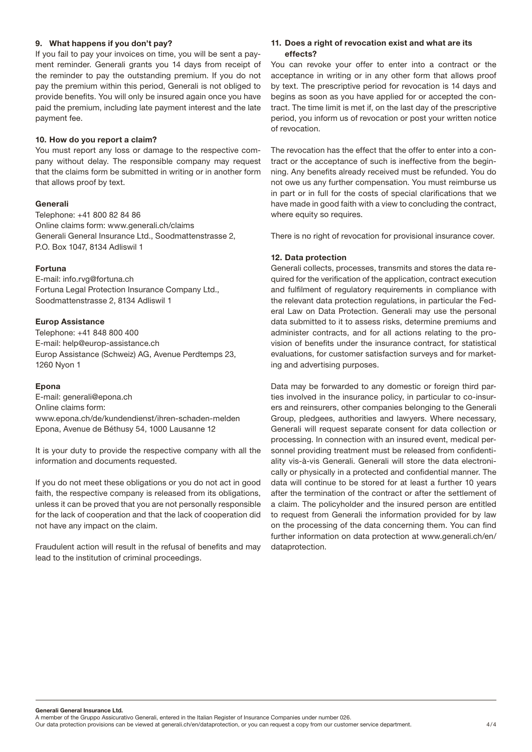## 9. What happens if you don't pay?

If you fail to pay your invoices on time, you will be sent a payment reminder. Generali grants you 14 days from receipt of the reminder to pay the outstanding premium. If you do not pay the premium within this period, Generali is not obliged to provide benefits. You will only be insured again once you have paid the premium, including late payment interest and the late payment fee.

## 10. How do you report a claim?

You must report any loss or damage to the respective company without delay. The responsible company may request that the claims form be submitted in writing or in another form that allows proof by text.

**Generali**
Telephone: +41 800 82 84 86
Online claims form: www.generali.ch/claims
Generali General Insurance Ltd., Soodmattenstrasse 2, P.O. Box 1047, 8134 Adliswil 1

**Fortuna**
E-mail: info.rvg@fortuna.ch
Fortuna Legal Protection Insurance Company Ltd., Soodmattenstrasse 2, 8134 Adliswil 1

**Europ Assistance**
Telephone: +41 848 800 400
E-mail: help@europ-assistance.ch
Europ Assistance (Schweiz) AG, Avenue Perdtemps 23, 1260 Nyon 1

**Epona**
E-mail: generali@epona.ch
Online claims form:
www.epona.ch/de/kundendienst/ihren-schaden-melden
Epona, Avenue de Béthusy 54, 1000 Lausanne 12

It is your duty to provide the respective company with all the information and documents requested.

If you do not meet these obligations or you do not act in good faith, the respective company is released from its obligations, unless it can be proved that you are not personally responsible for the lack of cooperation and that the lack of cooperation did not have any impact on the claim.

Fraudulent action will result in the refusal of benefits and may lead to the institution of criminal proceedings.

## 11. Does a right of revocation exist and what are its effects?

You can revoke your offer to enter into a contract or the acceptance in writing or in any other form that allows proof by text. The prescriptive period for revocation is 14 days and begins as soon as you have applied for or accepted the contract. The time limit is met if, on the last day of the prescriptive period, you inform us of revocation or post your written notice of revocation.

The revocation has the effect that the offer to enter into a contract or the acceptance of such is ineffective from the beginning. Any benefits already received must be refunded. You do not owe us any further compensation. You must reimburse us in part or in full for the costs of special clarifications that we have made in good faith with a view to concluding the contract, where equity so requires.

There is no right of revocation for provisional insurance cover.

## 12. Data protection

Generali collects, processes, transmits and stores the data required for the verification of the application, contract execution and fulfilment of regulatory requirements in compliance with the relevant data protection regulations, in particular the Federal Law on Data Protection. Generali may use the personal data submitted to it to assess risks, determine premiums and administer contracts, and for all actions relating to the provision of benefits under the insurance contract, for statistical evaluations, for customer satisfaction surveys and for marketing and advertising purposes.

Data may be forwarded to any domestic or foreign third parties involved in the insurance policy, in particular to co-insurers and reinsurers, other companies belonging to the Generali Group, pledgees, authorities and lawyers. Where necessary, Generali will request separate consent for data collection or processing. In connection with an insured event, medical personnel providing treatment must be released from confidentiality vis-à-vis Generali. Generali will store the data electronically or physically in a protected and confidential manner. The data will continue to be stored for at least a further 10 years after the termination of the contract or after the settlement of a claim. The policyholder and the insured person are entitled to request from Generali the information provided for by law on the processing of the data concerning them. You can find further information on data protection at www.generali.ch/en/dataprotection.

**Generali General Insurance Ltd.**
A member of the Gruppo Assicurativo Generali, entered in the Italian Register of Insurance Companies under number 026.
Our data protection provisions can be viewed at generali.ch/en/dataprotection, or you can request a copy from our customer service department.